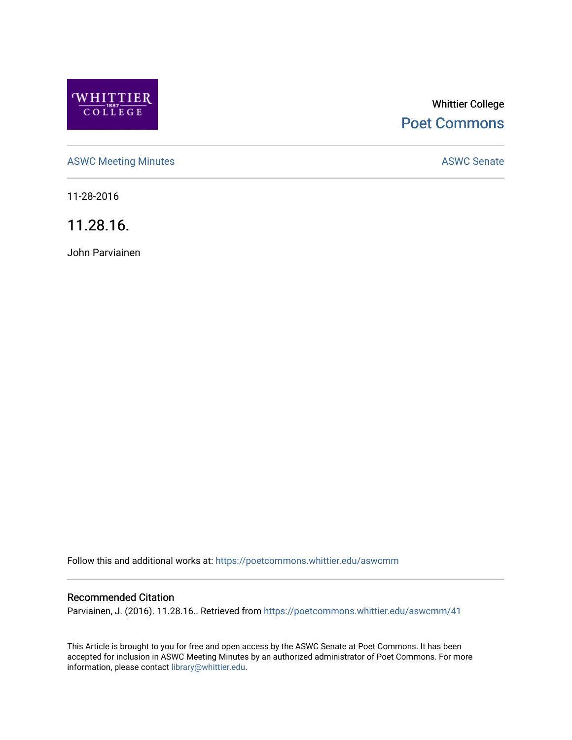Whittier College

Poet Commons

ASWC Meeting Minutes

ASWC Senate

11-28-2016

# 11.28.16.

John Parviainen

Follow this and additional works at: https://poetcommons.whittier.edu/aswcmm

## Recommended Citation

Parviainen, J. (2016). 11.28.16.. Retrieved from https://poetcommons.whittier.edu/aswcmm/41

This Article is brought to you for free and open access by the ASWC Senate at Poet Commons. It has been accepted for inclusion in ASWC Meeting Minutes by an authorized administrator of Poet Commons. For more information, please contact library@whittier.edu.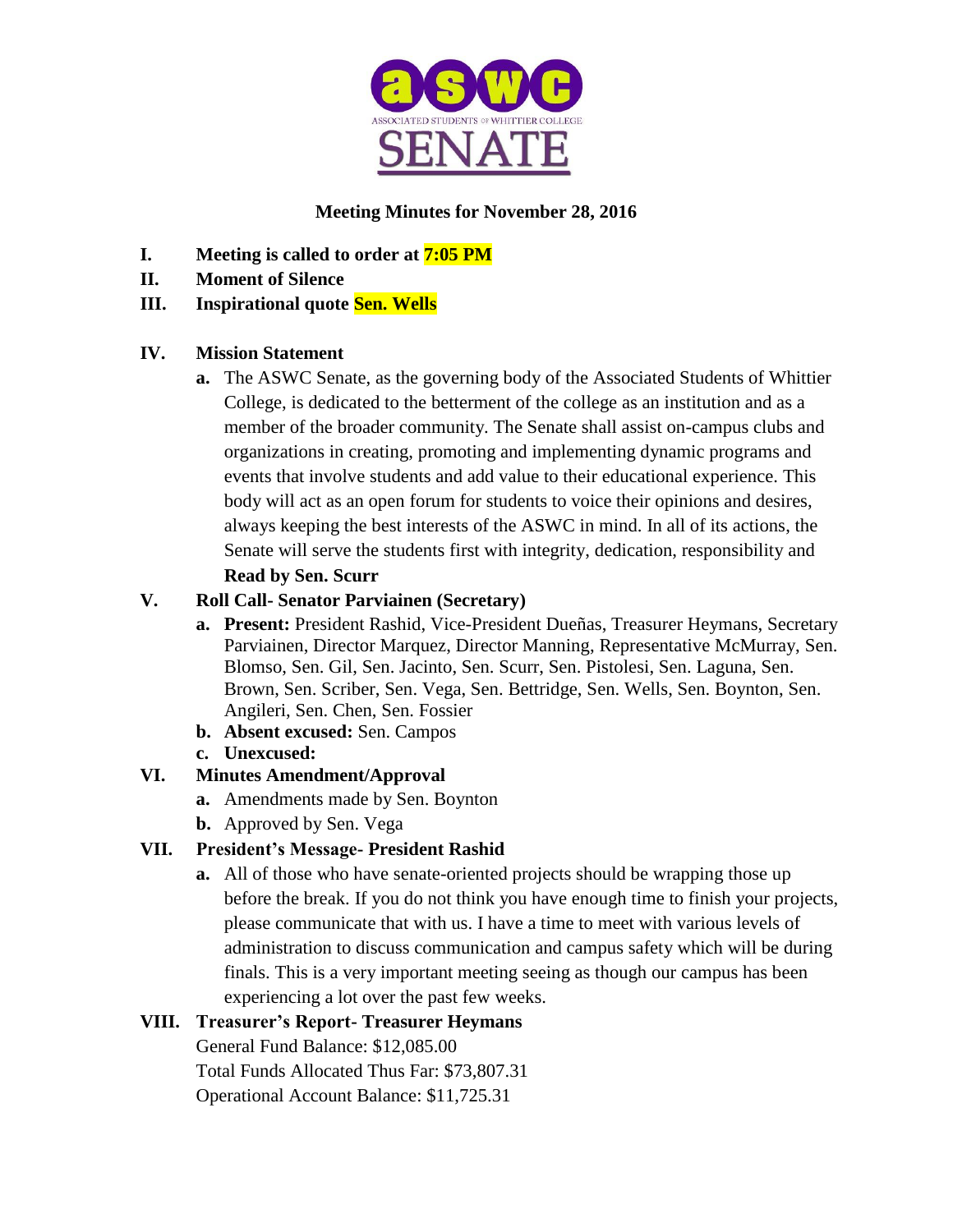ASSOCIATED STUDENTS OF WHITTIER COLLEGE SENATE

**Meeting Minutes for November 28, 2016**

- **I. Meeting is called to order at 7:05 PM**
- **II. Moment of Silence**
- **III. Inspirational quote Sen. Wells**
- **IV. Mission Statement**
  - **a.** The ASWC Senate, as the governing body of the Associated Students of Whittier College, is dedicated to the betterment of the college as an institution and as a member of the broader community. The Senate shall assist on-campus clubs and organizations in creating, promoting and implementing dynamic programs and events that involve students and add value to their educational experience. This body will act as an open forum for students to voice their opinions and desires, always keeping the best interests of the ASWC in mind. In all of its actions, the Senate will serve the students first with integrity, dedication, responsibility and

    **Read by Sen. Scurr**
- **V. Roll Call- Senator Parviainen (Secretary)**
  - **a. Present:** President Rashid, Vice-President Dueñas, Treasurer Heymans, Secretary Parviainen, Director Marquez, Director Manning, Representative McMurray, Sen. Blomso, Sen. Gil, Sen. Jacinto, Sen. Scurr, Sen. Pistolesi, Sen. Laguna, Sen. Brown, Sen. Scriber, Sen. Vega, Sen. Bettridge, Sen. Wells, Sen. Boynton, Sen. Angileri, Sen. Chen, Sen. Fossier
  - **b. Absent excused:** Sen. Campos
  - **c. Unexcused:**
- **VI. Minutes Amendment/Approval**
  - **a.** Amendments made by Sen. Boynton
  - **b.** Approved by Sen. Vega
- **VII. President's Message- President Rashid**
  - **a.** All of those who have senate-oriented projects should be wrapping those up before the break. If you do not think you have enough time to finish your projects, please communicate that with us. I have a time to meet with various levels of administration to discuss communication and campus safety which will be during finals. This is a very important meeting seeing as though our campus has been experiencing a lot over the past few weeks.
- **VIII. Treasurer's Report- Treasurer Heymans**

  General Fund Balance: $12,085.00
  Total Funds Allocated Thus Far: $73,807.31
  Operational Account Balance: $11,725.31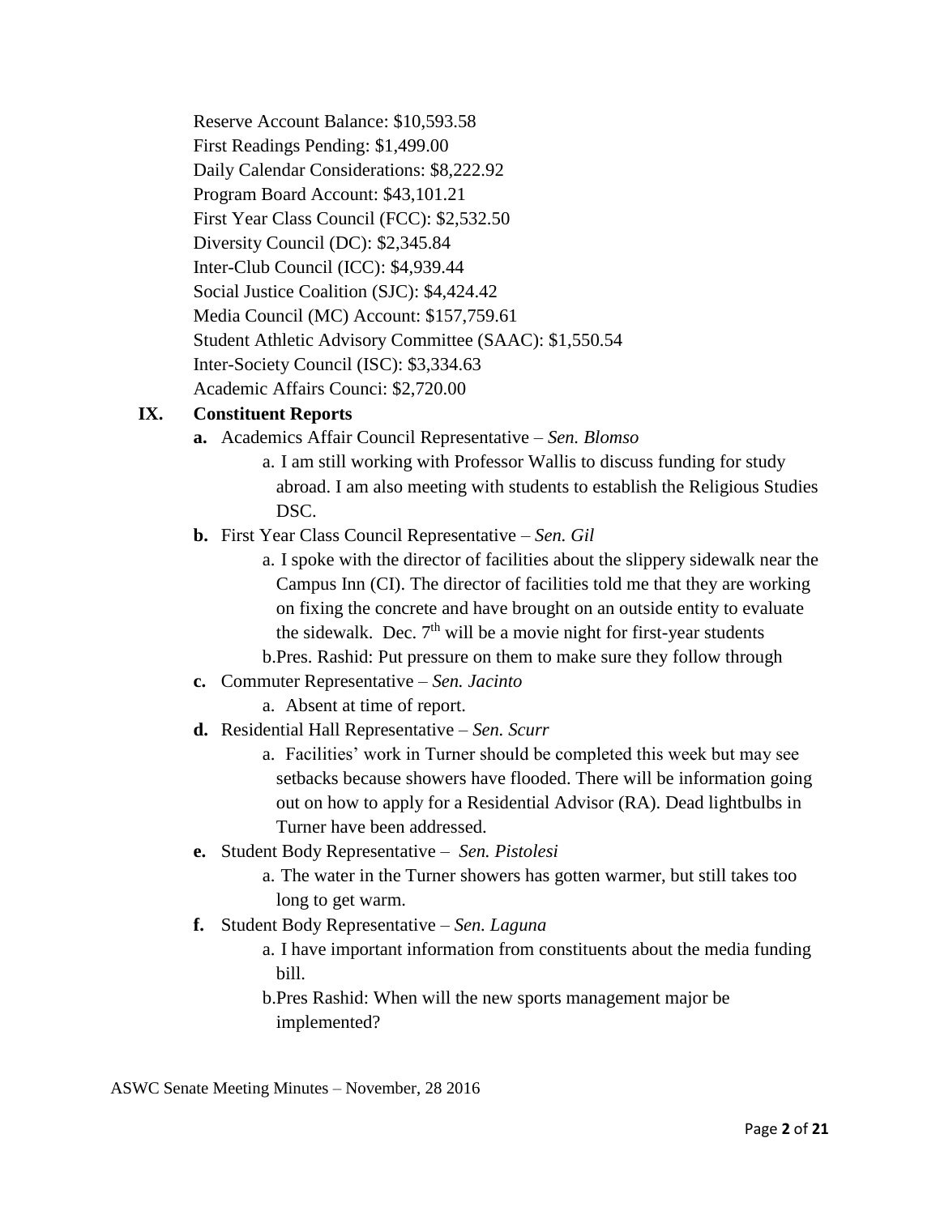Reserve Account Balance: $10,593.58
First Readings Pending: $1,499.00
Daily Calendar Considerations: $8,222.92
Program Board Account: $43,101.21
First Year Class Council (FCC): $2,532.50
Diversity Council (DC): $2,345.84
Inter-Club Council (ICC): $4,939.44
Social Justice Coalition (SJC): $4,424.42
Media Council (MC) Account: $157,759.61
Student Athletic Advisory Committee (SAAC): $1,550.54
Inter-Society Council (ISC): $3,334.63
Academic Affairs Counci: $2,720.00

## IX. Constituent Reports

- **a.** Academics Affair Council Representative – *Sen. Blomso*
  - a. I am still working with Professor Wallis to discuss funding for study abroad. I am also meeting with students to establish the Religious Studies DSC.
- **b.** First Year Class Council Representative – *Sen. Gil*
  - a. I spoke with the director of facilities about the slippery sidewalk near the Campus Inn (CI). The director of facilities told me that they are working on fixing the concrete and have brought on an outside entity to evaluate the sidewalk. Dec. 7th will be a movie night for first-year students
  - b. Pres. Rashid: Put pressure on them to make sure they follow through
- **c.** Commuter Representative – *Sen. Jacinto*
  - a. Absent at time of report.
- **d.** Residential Hall Representative – *Sen. Scurr*
  - a. Facilities' work in Turner should be completed this week but may see setbacks because showers have flooded. There will be information going out on how to apply for a Residential Advisor (RA). Dead lightbulbs in Turner have been addressed.
- **e.** Student Body Representative – *Sen. Pistolesi*
  - a. The water in the Turner showers has gotten warmer, but still takes too long to get warm.
- **f.** Student Body Representative – *Sen. Laguna*
  - a. I have important information from constituents about the media funding bill.
  - b. Pres Rashid: When will the new sports management major be implemented?

ASWC Senate Meeting Minutes – November, 28 2016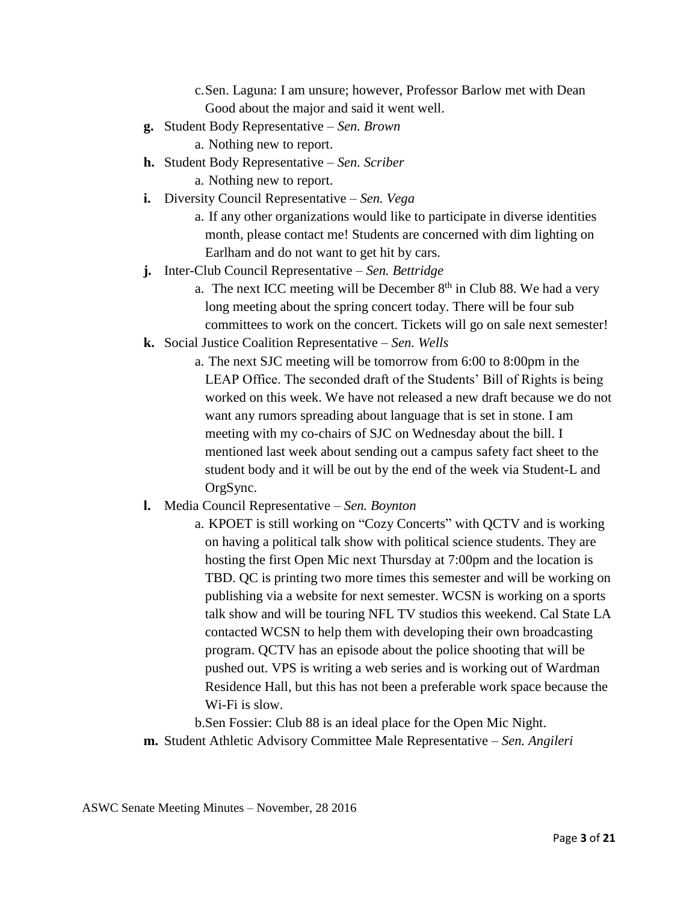c. Sen. Laguna: I am unsure; however, Professor Barlow met with Dean Good about the major and said it went well.

**g.** Student Body Representative – *Sen. Brown*

a. Nothing new to report.

**h.** Student Body Representative – *Sen. Scriber*

a. Nothing new to report.

**i.** Diversity Council Representative – *Sen. Vega*

a. If any other organizations would like to participate in diverse identities month, please contact me! Students are concerned with dim lighting on Earlham and do not want to get hit by cars.

**j.** Inter-Club Council Representative – *Sen. Bettridge*

a. The next ICC meeting will be December 8th in Club 88. We had a very long meeting about the spring concert today. There will be four sub committees to work on the concert. Tickets will go on sale next semester!

**k.** Social Justice Coalition Representative – *Sen. Wells*

a. The next SJC meeting will be tomorrow from 6:00 to 8:00pm in the LEAP Office. The seconded draft of the Students' Bill of Rights is being worked on this week. We have not released a new draft because we do not want any rumors spreading about language that is set in stone. I am meeting with my co-chairs of SJC on Wednesday about the bill. I mentioned last week about sending out a campus safety fact sheet to the student body and it will be out by the end of the week via Student-L and OrgSync.

**l.** Media Council Representative – *Sen. Boynton*

a. KPOET is still working on "Cozy Concerts" with QCTV and is working on having a political talk show with political science students. They are hosting the first Open Mic next Thursday at 7:00pm and the location is TBD. QC is printing two more times this semester and will be working on publishing via a website for next semester. WCSN is working on a sports talk show and will be touring NFL TV studios this weekend. Cal State LA contacted WCSN to help them with developing their own broadcasting program. QCTV has an episode about the police shooting that will be pushed out. VPS is writing a web series and is working out of Wardman Residence Hall, but this has not been a preferable work space because the Wi-Fi is slow.

b. Sen Fossier: Club 88 is an ideal place for the Open Mic Night.

**m.** Student Athletic Advisory Committee Male Representative – *Sen. Angileri*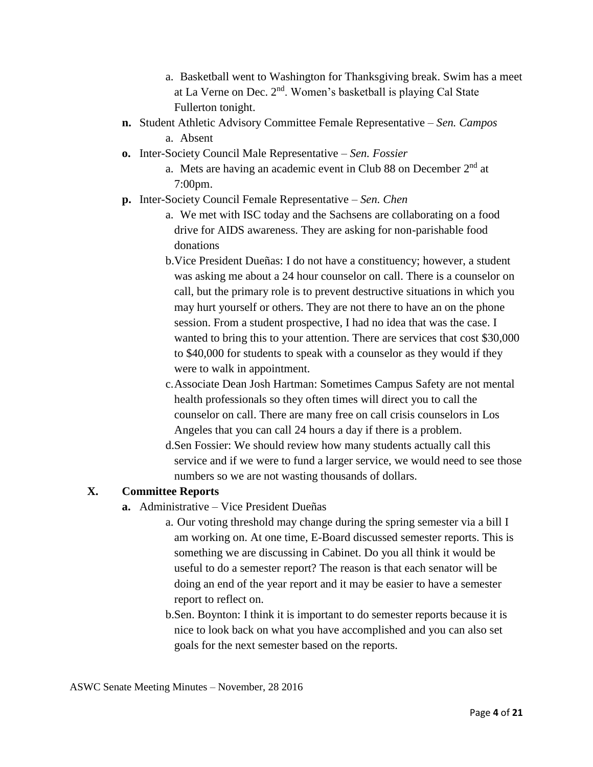a. Basketball went to Washington for Thanksgiving break. Swim has a meet at La Verne on Dec. 2nd. Women's basketball is playing Cal State Fullerton tonight.

**n.** Student Athletic Advisory Committee Female Representative – *Sen. Campos*

   a. Absent

**o.** Inter-Society Council Male Representative – *Sen. Fossier*

   a. Mets are having an academic event in Club 88 on December 2nd at 7:00pm.

**p.** Inter-Society Council Female Representative – *Sen. Chen*

   a. We met with ISC today and the Sachsens are collaborating on a food drive for AIDS awareness. They are asking for non-parishable food donations

   b. Vice President Dueñas: I do not have a constituency; however, a student was asking me about a 24 hour counselor on call. There is a counselor on call, but the primary role is to prevent destructive situations in which you may hurt yourself or others. They are not there to have an on the phone session. From a student prospective, I had no idea that was the case. I wanted to bring this to your attention. There are services that cost $30,000 to $40,000 for students to speak with a counselor as they would if they were to walk in appointment.

   c. Associate Dean Josh Hartman: Sometimes Campus Safety are not mental health professionals so they often times will direct you to call the counselor on call. There are many free on call crisis counselors in Los Angeles that you can call 24 hours a day if there is a problem.

   d. Sen Fossier: We should review how many students actually call this service and if we were to fund a larger service, we would need to see those numbers so we are not wasting thousands of dollars.

## X. Committee Reports

**a.** Administrative – Vice President Dueñas

   a. Our voting threshold may change during the spring semester via a bill I am working on. At one time, E-Board discussed semester reports. This is something we are discussing in Cabinet. Do you all think it would be useful to do a semester report? The reason is that each senator will be doing an end of the year report and it may be easier to have a semester report to reflect on.

   b. Sen. Boynton: I think it is important to do semester reports because it is nice to look back on what you have accomplished and you can also set goals for the next semester based on the reports.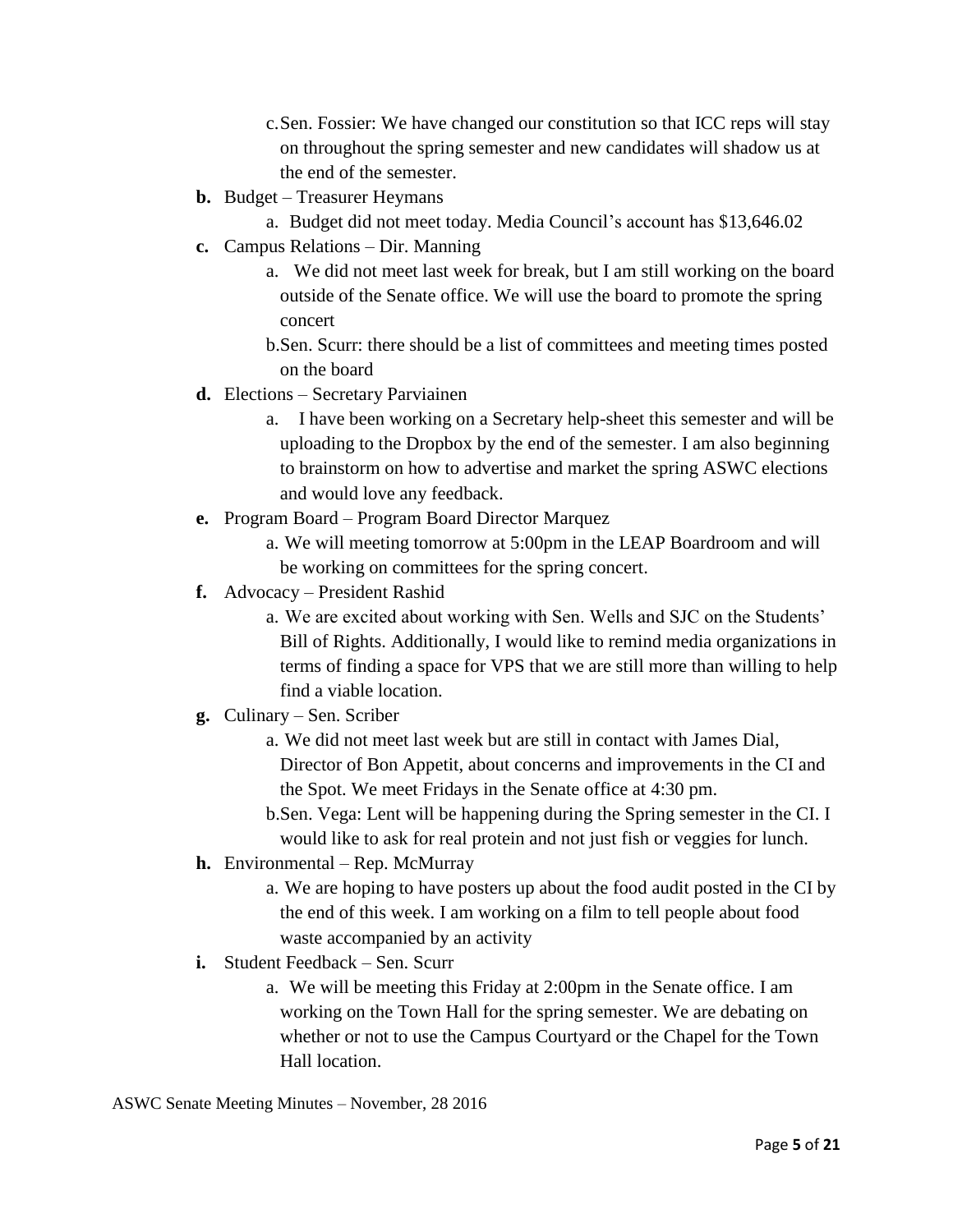c. Sen. Fossier: We have changed our constitution so that ICC reps will stay on throughout the spring semester and new candidates will shadow us at the end of the semester.

**b.** Budget – Treasurer Heymans

a. Budget did not meet today. Media Council's account has $13,646.02

**c.** Campus Relations – Dir. Manning

a. We did not meet last week for break, but I am still working on the board outside of the Senate office. We will use the board to promote the spring concert

b. Sen. Scurr: there should be a list of committees and meeting times posted on the board

**d.** Elections – Secretary Parviainen

a. I have been working on a Secretary help-sheet this semester and will be uploading to the Dropbox by the end of the semester. I am also beginning to brainstorm on how to advertise and market the spring ASWC elections and would love any feedback.

**e.** Program Board – Program Board Director Marquez

a. We will meeting tomorrow at 5:00pm in the LEAP Boardroom and will be working on committees for the spring concert.

**f.** Advocacy – President Rashid

a. We are excited about working with Sen. Wells and SJC on the Students' Bill of Rights. Additionally, I would like to remind media organizations in terms of finding a space for VPS that we are still more than willing to help find a viable location.

**g.** Culinary – Sen. Scriber

a. We did not meet last week but are still in contact with James Dial, Director of Bon Appetit, about concerns and improvements in the CI and the Spot. We meet Fridays in the Senate office at 4:30 pm.

b. Sen. Vega: Lent will be happening during the Spring semester in the CI. I would like to ask for real protein and not just fish or veggies for lunch.

**h.** Environmental – Rep. McMurray

a. We are hoping to have posters up about the food audit posted in the CI by the end of this week. I am working on a film to tell people about food waste accompanied by an activity

**i.** Student Feedback – Sen. Scurr

a. We will be meeting this Friday at 2:00pm in the Senate office. I am working on the Town Hall for the spring semester. We are debating on whether or not to use the Campus Courtyard or the Chapel for the Town Hall location.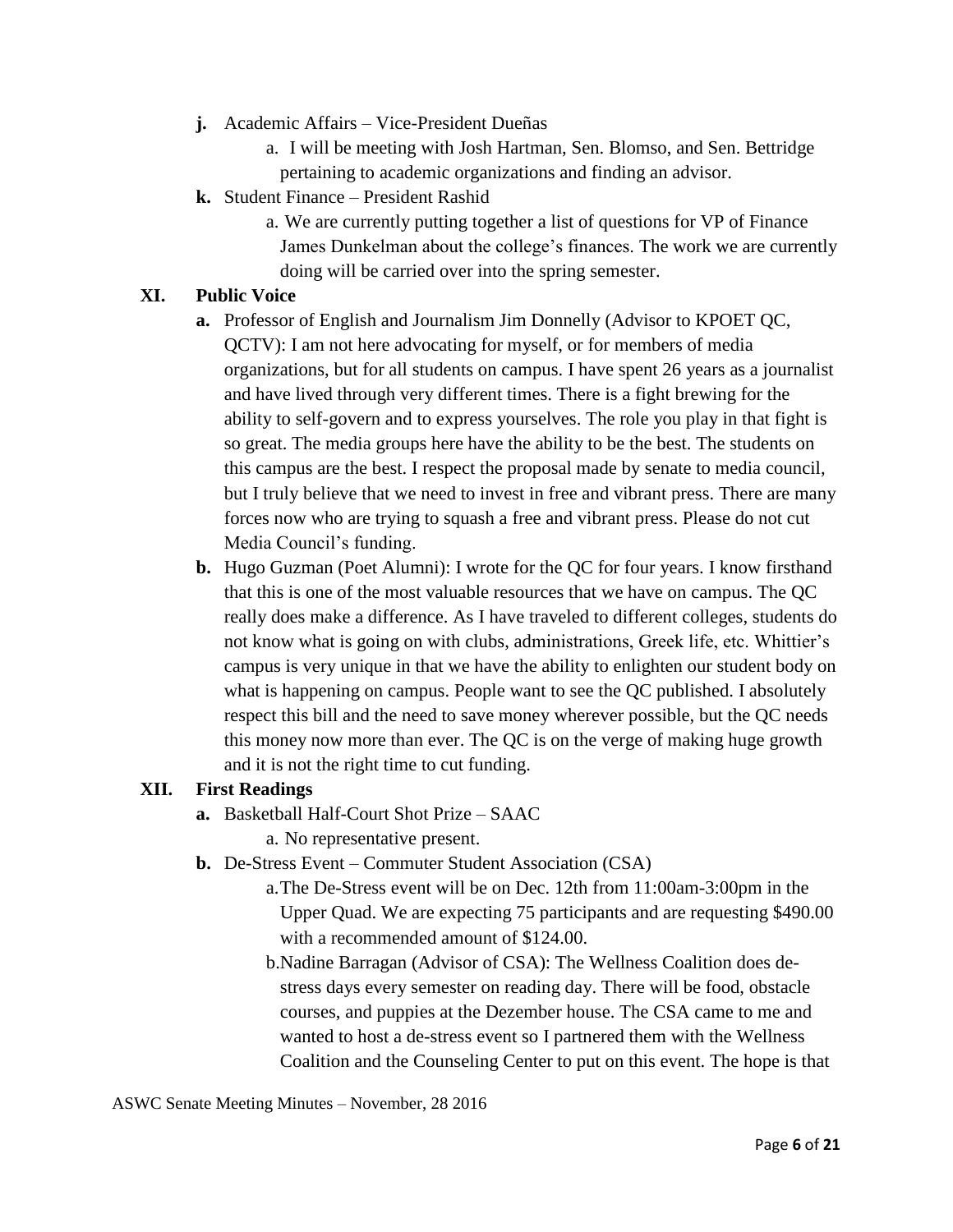- **j.** Academic Affairs – Vice-President Dueñas
  - a. I will be meeting with Josh Hartman, Sen. Blomso, and Sen. Bettridge pertaining to academic organizations and finding an advisor.
- **k.** Student Finance – President Rashid
  - a. We are currently putting together a list of questions for VP of Finance James Dunkelman about the college's finances. The work we are currently doing will be carried over into the spring semester.

## XI. Public Voice

- **a.** Professor of English and Journalism Jim Donnelly (Advisor to KPOET QC, QCTV): I am not here advocating for myself, or for members of media organizations, but for all students on campus. I have spent 26 years as a journalist and have lived through very different times. There is a fight brewing for the ability to self-govern and to express yourselves. The role you play in that fight is so great. The media groups here have the ability to be the best. The students on this campus are the best. I respect the proposal made by senate to media council, but I truly believe that we need to invest in free and vibrant press. There are many forces now who are trying to squash a free and vibrant press. Please do not cut Media Council's funding.
- **b.** Hugo Guzman (Poet Alumni): I wrote for the QC for four years. I know firsthand that this is one of the most valuable resources that we have on campus. The QC really does make a difference. As I have traveled to different colleges, students do not know what is going on with clubs, administrations, Greek life, etc. Whittier's campus is very unique in that we have the ability to enlighten our student body on what is happening on campus. People want to see the QC published. I absolutely respect this bill and the need to save money wherever possible, but the QC needs this money now more than ever. The QC is on the verge of making huge growth and it is not the right time to cut funding.

## XII. First Readings

- **a.** Basketball Half-Court Shot Prize – SAAC
  - a. No representative present.
- **b.** De-Stress Event – Commuter Student Association (CSA)
  - a. The De-Stress event will be on Dec. 12th from 11:00am-3:00pm in the Upper Quad. We are expecting 75 participants and are requesting $490.00 with a recommended amount of $124.00.
  - b. Nadine Barragan (Advisor of CSA): The Wellness Coalition does de-stress days every semester on reading day. There will be food, obstacle courses, and puppies at the Dezember house. The CSA came to me and wanted to host a de-stress event so I partnered them with the Wellness Coalition and the Counseling Center to put on this event. The hope is that

ASWC Senate Meeting Minutes – November, 28 2016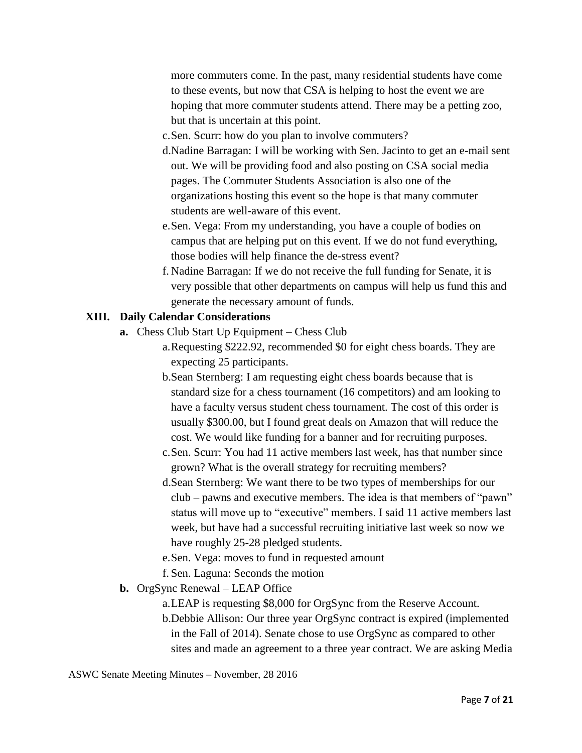more commuters come. In the past, many residential students have come to these events, but now that CSA is helping to host the event we are hoping that more commuter students attend. There may be a petting zoo, but that is uncertain at this point.

c. Sen. Scurr: how do you plan to involve commuters?

d. Nadine Barragan: I will be working with Sen. Jacinto to get an e-mail sent out. We will be providing food and also posting on CSA social media pages. The Commuter Students Association is also one of the organizations hosting this event so the hope is that many commuter students are well-aware of this event.

e. Sen. Vega: From my understanding, you have a couple of bodies on campus that are helping put on this event. If we do not fund everything, those bodies will help finance the de-stress event?

f. Nadine Barragan: If we do not receive the full funding for Senate, it is very possible that other departments on campus will help us fund this and generate the necessary amount of funds.

## XIII. Daily Calendar Considerations

**a.** Chess Club Start Up Equipment – Chess Club

a. Requesting $222.92, recommended $0 for eight chess boards. They are expecting 25 participants.

b. Sean Sternberg: I am requesting eight chess boards because that is standard size for a chess tournament (16 competitors) and am looking to have a faculty versus student chess tournament. The cost of this order is usually $300.00, but I found great deals on Amazon that will reduce the cost. We would like funding for a banner and for recruiting purposes.

c. Sen. Scurr: You had 11 active members last week, has that number since grown? What is the overall strategy for recruiting members?

d. Sean Sternberg: We want there to be two types of memberships for our club – pawns and executive members. The idea is that members of "pawn" status will move up to "executive" members. I said 11 active members last week, but have had a successful recruiting initiative last week so now we have roughly 25-28 pledged students.

e. Sen. Vega: moves to fund in requested amount

f. Sen. Laguna: Seconds the motion

**b.** OrgSync Renewal – LEAP Office

a. LEAP is requesting $8,000 for OrgSync from the Reserve Account.

b. Debbie Allison: Our three year OrgSync contract is expired (implemented in the Fall of 2014). Senate chose to use OrgSync as compared to other sites and made an agreement to a three year contract. We are asking Media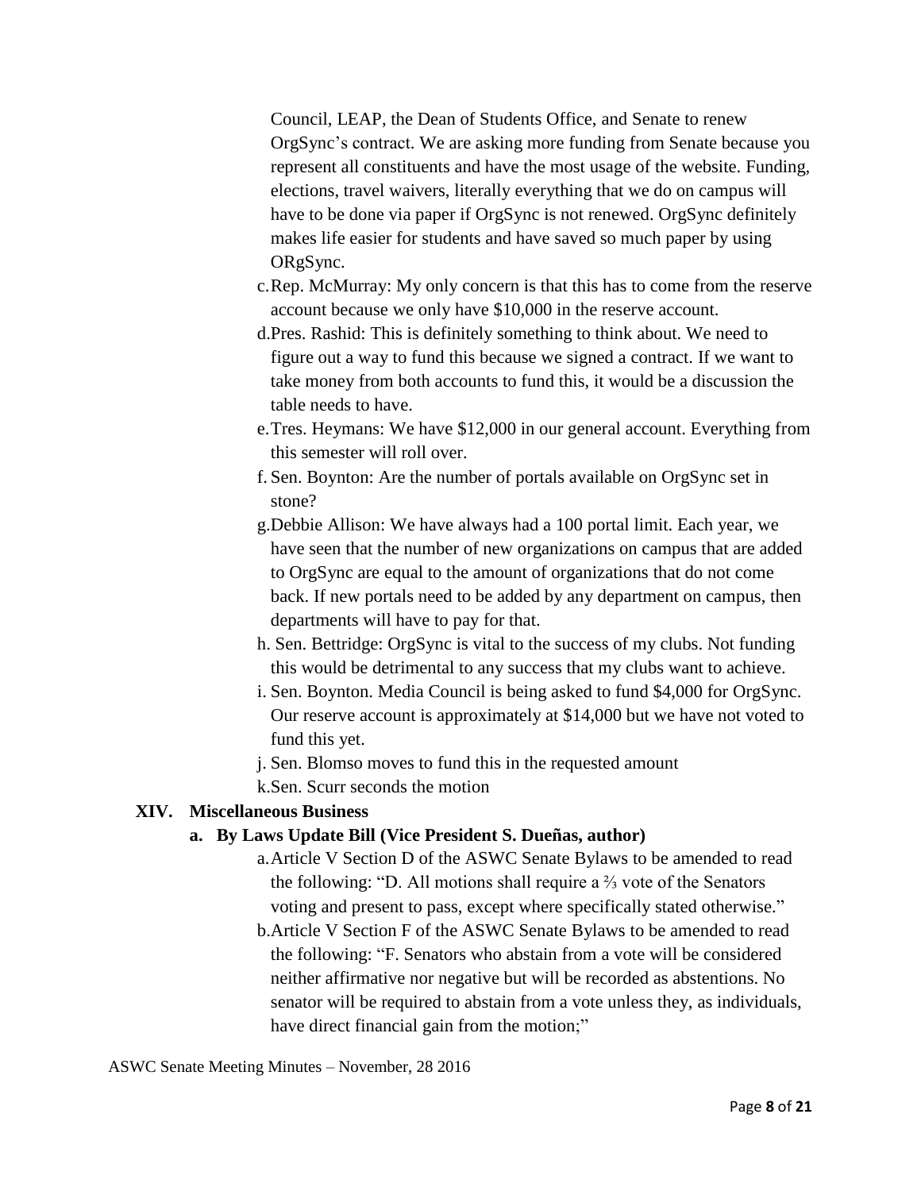Council, LEAP, the Dean of Students Office, and Senate to renew OrgSync's contract. We are asking more funding from Senate because you represent all constituents and have the most usage of the website. Funding, elections, travel waivers, literally everything that we do on campus will have to be done via paper if OrgSync is not renewed. OrgSync definitely makes life easier for students and have saved so much paper by using ORgSync.

c. Rep. McMurray: My only concern is that this has to come from the reserve account because we only have $10,000 in the reserve account.

d. Pres. Rashid: This is definitely something to think about. We need to figure out a way to fund this because we signed a contract. If we want to take money from both accounts to fund this, it would be a discussion the table needs to have.

e. Tres. Heymans: We have $12,000 in our general account. Everything from this semester will roll over.

f. Sen. Boynton: Are the number of portals available on OrgSync set in stone?

g. Debbie Allison: We have always had a 100 portal limit. Each year, we have seen that the number of new organizations on campus that are added to OrgSync are equal to the amount of organizations that do not come back. If new portals need to be added by any department on campus, then departments will have to pay for that.

h. Sen. Bettridge: OrgSync is vital to the success of my clubs. Not funding this would be detrimental to any success that my clubs want to achieve.

i. Sen. Boynton. Media Council is being asked to fund $4,000 for OrgSync. Our reserve account is approximately at $14,000 but we have not voted to fund this yet.

j. Sen. Blomso moves to fund this in the requested amount

k. Sen. Scurr seconds the motion

## XIV. Miscellaneous Business

### a. By Laws Update Bill (Vice President S. Dueñas, author)

a. Article V Section D of the ASWC Senate Bylaws to be amended to read the following: "D. All motions shall require a ⅔ vote of the Senators voting and present to pass, except where specifically stated otherwise."

b. Article V Section F of the ASWC Senate Bylaws to be amended to read the following: "F. Senators who abstain from a vote will be considered neither affirmative nor negative but will be recorded as abstentions. No senator will be required to abstain from a vote unless they, as individuals, have direct financial gain from the motion;"

ASWC Senate Meeting Minutes – November, 28 2016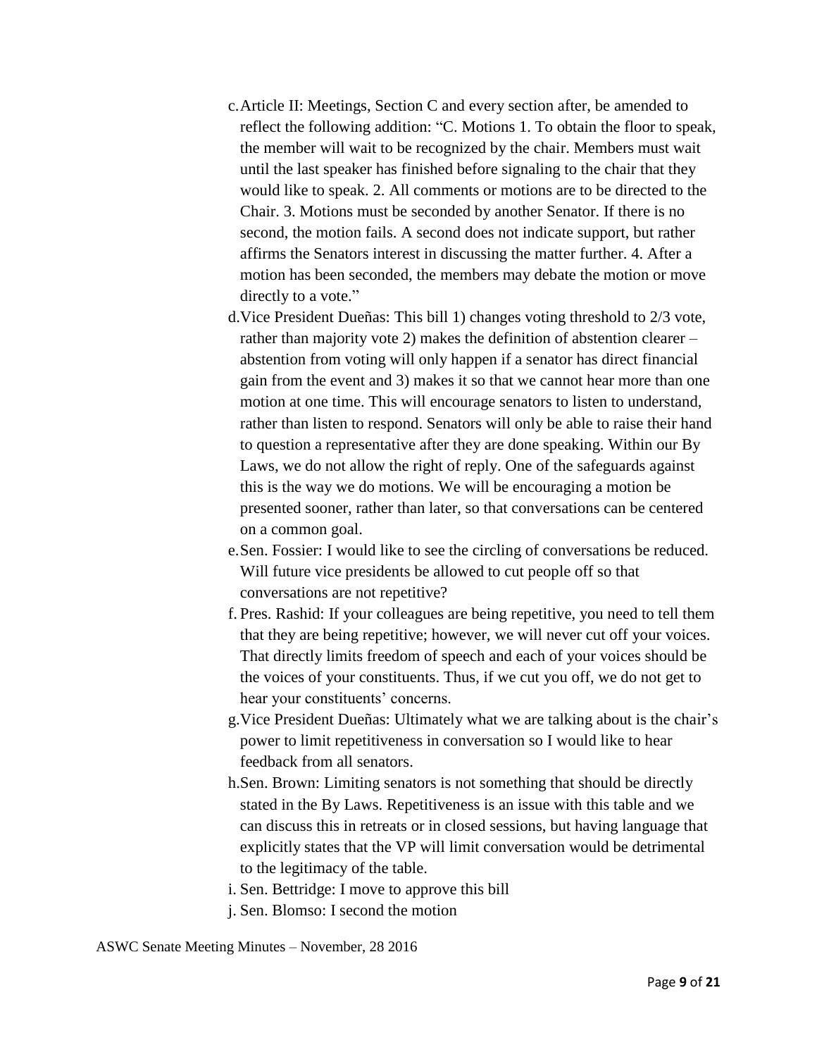c. Article II: Meetings, Section C and every section after, be amended to reflect the following addition: "C. Motions 1. To obtain the floor to speak, the member will wait to be recognized by the chair. Members must wait until the last speaker has finished before signaling to the chair that they would like to speak. 2. All comments or motions are to be directed to the Chair. 3. Motions must be seconded by another Senator. If there is no second, the motion fails. A second does not indicate support, but rather affirms the Senators interest in discussing the matter further. 4. After a motion has been seconded, the members may debate the motion or move directly to a vote."

d. Vice President Dueñas: This bill 1) changes voting threshold to 2/3 vote, rather than majority vote 2) makes the definition of abstention clearer – abstention from voting will only happen if a senator has direct financial gain from the event and 3) makes it so that we cannot hear more than one motion at one time. This will encourage senators to listen to understand, rather than listen to respond. Senators will only be able to raise their hand to question a representative after they are done speaking. Within our By Laws, we do not allow the right of reply. One of the safeguards against this is the way we do motions. We will be encouraging a motion be presented sooner, rather than later, so that conversations can be centered on a common goal.

e. Sen. Fossier: I would like to see the circling of conversations be reduced. Will future vice presidents be allowed to cut people off so that conversations are not repetitive?

f. Pres. Rashid: If your colleagues are being repetitive, you need to tell them that they are being repetitive; however, we will never cut off your voices. That directly limits freedom of speech and each of your voices should be the voices of your constituents. Thus, if we cut you off, we do not get to hear your constituents' concerns.

g. Vice President Dueñas: Ultimately what we are talking about is the chair's power to limit repetitiveness in conversation so I would like to hear feedback from all senators.

h. Sen. Brown: Limiting senators is not something that should be directly stated in the By Laws. Repetitiveness is an issue with this table and we can discuss this in retreats or in closed sessions, but having language that explicitly states that the VP will limit conversation would be detrimental to the legitimacy of the table.

i. Sen. Bettridge: I move to approve this bill

j. Sen. Blomso: I second the motion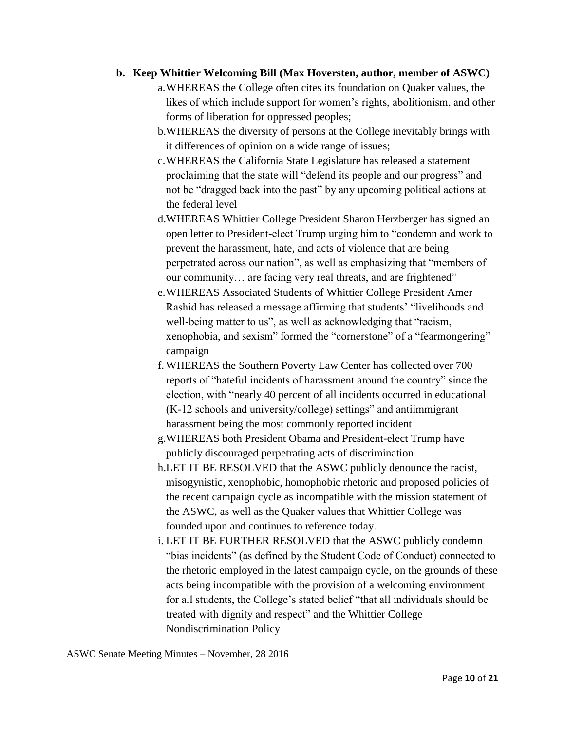**b. Keep Whittier Welcoming Bill (Max Hoversten, author, member of ASWC)**

a. WHEREAS the College often cites its foundation on Quaker values, the likes of which include support for women's rights, abolitionism, and other forms of liberation for oppressed peoples;

b. WHEREAS the diversity of persons at the College inevitably brings with it differences of opinion on a wide range of issues;

c. WHEREAS the California State Legislature has released a statement proclaiming that the state will "defend its people and our progress" and not be "dragged back into the past" by any upcoming political actions at the federal level

d. WHEREAS Whittier College President Sharon Herzberger has signed an open letter to President-elect Trump urging him to "condemn and work to prevent the harassment, hate, and acts of violence that are being perpetrated across our nation", as well as emphasizing that "members of our community… are facing very real threats, and are frightened"

e. WHEREAS Associated Students of Whittier College President Amer Rashid has released a message affirming that students' "livelihoods and well-being matter to us", as well as acknowledging that "racism, xenophobia, and sexism" formed the "cornerstone" of a "fearmongering" campaign

f. WHEREAS the Southern Poverty Law Center has collected over 700 reports of "hateful incidents of harassment around the country" since the election, with "nearly 40 percent of all incidents occurred in educational (K-12 schools and university/college) settings" and antiimmigrant harassment being the most commonly reported incident

g. WHEREAS both President Obama and President-elect Trump have publicly discouraged perpetrating acts of discrimination

h. LET IT BE RESOLVED that the ASWC publicly denounce the racist, misogynistic, xenophobic, homophobic rhetoric and proposed policies of the recent campaign cycle as incompatible with the mission statement of the ASWC, as well as the Quaker values that Whittier College was founded upon and continues to reference today.

i. LET IT BE FURTHER RESOLVED that the ASWC publicly condemn "bias incidents" (as defined by the Student Code of Conduct) connected to the rhetoric employed in the latest campaign cycle, on the grounds of these acts being incompatible with the provision of a welcoming environment for all students, the College's stated belief "that all individuals should be treated with dignity and respect" and the Whittier College Nondiscrimination Policy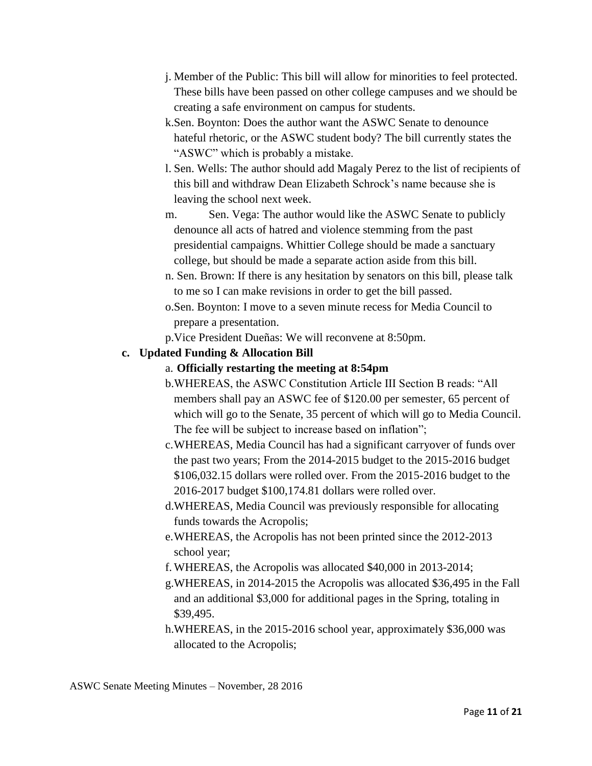j. Member of the Public: This bill will allow for minorities to feel protected. These bills have been passed on other college campuses and we should be creating a safe environment on campus for students.

k. Sen. Boynton: Does the author want the ASWC Senate to denounce hateful rhetoric, or the ASWC student body? The bill currently states the "ASWC" which is probably a mistake.

l. Sen. Wells: The author should add Magaly Perez to the list of recipients of this bill and withdraw Dean Elizabeth Schrock's name because she is leaving the school next week.

m. Sen. Vega: The author would like the ASWC Senate to publicly denounce all acts of hatred and violence stemming from the past presidential campaigns. Whittier College should be made a sanctuary college, but should be made a separate action aside from this bill.

n. Sen. Brown: If there is any hesitation by senators on this bill, please talk to me so I can make revisions in order to get the bill passed.

o. Sen. Boynton: I move to a seven minute recess for Media Council to prepare a presentation.

p. Vice President Dueñas: We will reconvene at 8:50pm.

**c. Updated Funding & Allocation Bill**

a. **Officially restarting the meeting at 8:54pm**

b. WHEREAS, the ASWC Constitution Article III Section B reads: "All members shall pay an ASWC fee of $120.00 per semester, 65 percent of which will go to the Senate, 35 percent of which will go to Media Council. The fee will be subject to increase based on inflation";

c. WHEREAS, Media Council has had a significant carryover of funds over the past two years; From the 2014-2015 budget to the 2015-2016 budget $106,032.15 dollars were rolled over. From the 2015-2016 budget to the 2016-2017 budget $100,174.81 dollars were rolled over.

d. WHEREAS, Media Council was previously responsible for allocating funds towards the Acropolis;

e. WHEREAS, the Acropolis has not been printed since the 2012-2013 school year;

f. WHEREAS, the Acropolis was allocated $40,000 in 2013-2014;

g. WHEREAS, in 2014-2015 the Acropolis was allocated $36,495 in the Fall and an additional $3,000 for additional pages in the Spring, totaling in $39,495.

h. WHEREAS, in the 2015-2016 school year, approximately $36,000 was allocated to the Acropolis;

ASWC Senate Meeting Minutes – November, 28 2016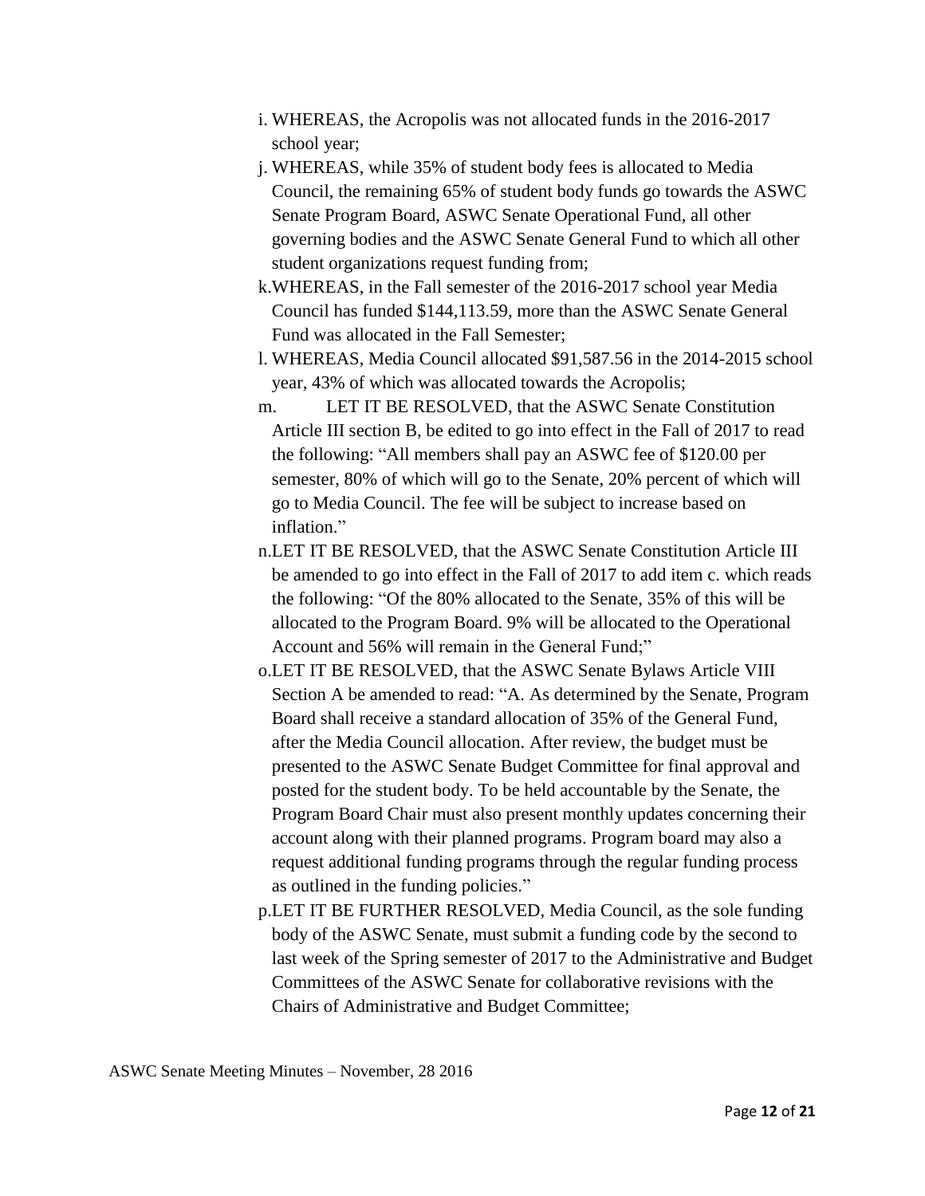i. WHEREAS, the Acropolis was not allocated funds in the 2016-2017 school year;

j. WHEREAS, while 35% of student body fees is allocated to Media Council, the remaining 65% of student body funds go towards the ASWC Senate Program Board, ASWC Senate Operational Fund, all other governing bodies and the ASWC Senate General Fund to which all other student organizations request funding from;

k. WHEREAS, in the Fall semester of the 2016-2017 school year Media Council has funded $144,113.59, more than the ASWC Senate General Fund was allocated in the Fall Semester;

l. WHEREAS, Media Council allocated $91,587.56 in the 2014-2015 school year, 43% of which was allocated towards the Acropolis;

m. LET IT BE RESOLVED, that the ASWC Senate Constitution Article III section B, be edited to go into effect in the Fall of 2017 to read the following: "All members shall pay an ASWC fee of $120.00 per semester, 80% of which will go to the Senate, 20% percent of which will go to Media Council. The fee will be subject to increase based on inflation."

n. LET IT BE RESOLVED, that the ASWC Senate Constitution Article III be amended to go into effect in the Fall of 2017 to add item c. which reads the following: "Of the 80% allocated to the Senate, 35% of this will be allocated to the Program Board. 9% will be allocated to the Operational Account and 56% will remain in the General Fund;"

o. LET IT BE RESOLVED, that the ASWC Senate Bylaws Article VIII Section A be amended to read: "A. As determined by the Senate, Program Board shall receive a standard allocation of 35% of the General Fund, after the Media Council allocation. After review, the budget must be presented to the ASWC Senate Budget Committee for final approval and posted for the student body. To be held accountable by the Senate, the Program Board Chair must also present monthly updates concerning their account along with their planned programs. Program board may also a request additional funding programs through the regular funding process as outlined in the funding policies."

p. LET IT BE FURTHER RESOLVED, Media Council, as the sole funding body of the ASWC Senate, must submit a funding code by the second to last week of the Spring semester of 2017 to the Administrative and Budget Committees of the ASWC Senate for collaborative revisions with the Chairs of Administrative and Budget Committee;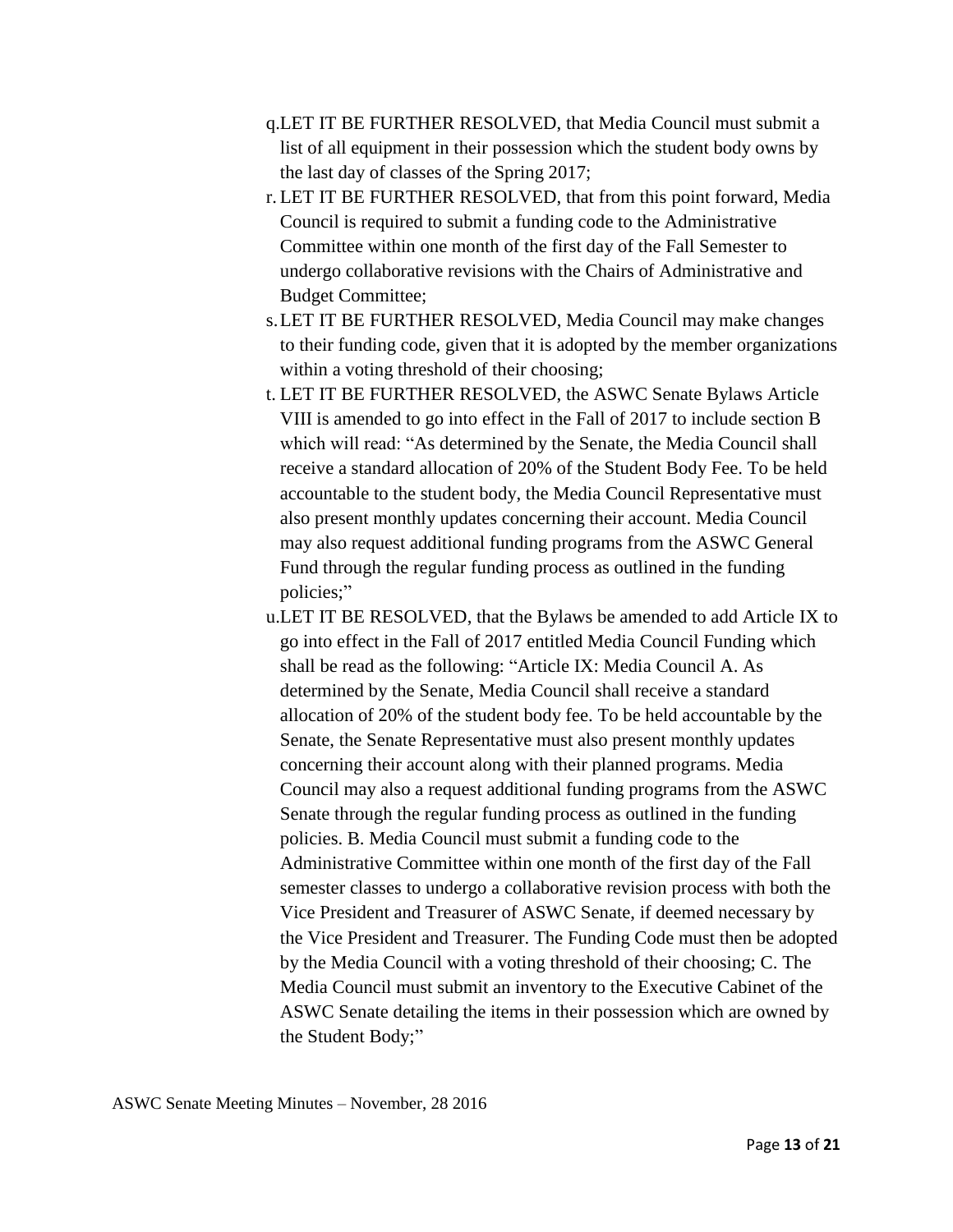q. LET IT BE FURTHER RESOLVED, that Media Council must submit a list of all equipment in their possession which the student body owns by the last day of classes of the Spring 2017;

r. LET IT BE FURTHER RESOLVED, that from this point forward, Media Council is required to submit a funding code to the Administrative Committee within one month of the first day of the Fall Semester to undergo collaborative revisions with the Chairs of Administrative and Budget Committee;

s. LET IT BE FURTHER RESOLVED, Media Council may make changes to their funding code, given that it is adopted by the member organizations within a voting threshold of their choosing;

t. LET IT BE FURTHER RESOLVED, the ASWC Senate Bylaws Article VIII is amended to go into effect in the Fall of 2017 to include section B which will read: "As determined by the Senate, the Media Council shall receive a standard allocation of 20% of the Student Body Fee. To be held accountable to the student body, the Media Council Representative must also present monthly updates concerning their account. Media Council may also request additional funding programs from the ASWC General Fund through the regular funding process as outlined in the funding policies;"

u. LET IT BE RESOLVED, that the Bylaws be amended to add Article IX to go into effect in the Fall of 2017 entitled Media Council Funding which shall be read as the following: "Article IX: Media Council A. As determined by the Senate, Media Council shall receive a standard allocation of 20% of the student body fee. To be held accountable by the Senate, the Senate Representative must also present monthly updates concerning their account along with their planned programs. Media Council may also a request additional funding programs from the ASWC Senate through the regular funding process as outlined in the funding policies. B. Media Council must submit a funding code to the Administrative Committee within one month of the first day of the Fall semester classes to undergo a collaborative revision process with both the Vice President and Treasurer of ASWC Senate, if deemed necessary by the Vice President and Treasurer. The Funding Code must then be adopted by the Media Council with a voting threshold of their choosing; C. The Media Council must submit an inventory to the Executive Cabinet of the ASWC Senate detailing the items in their possession which are owned by the Student Body;"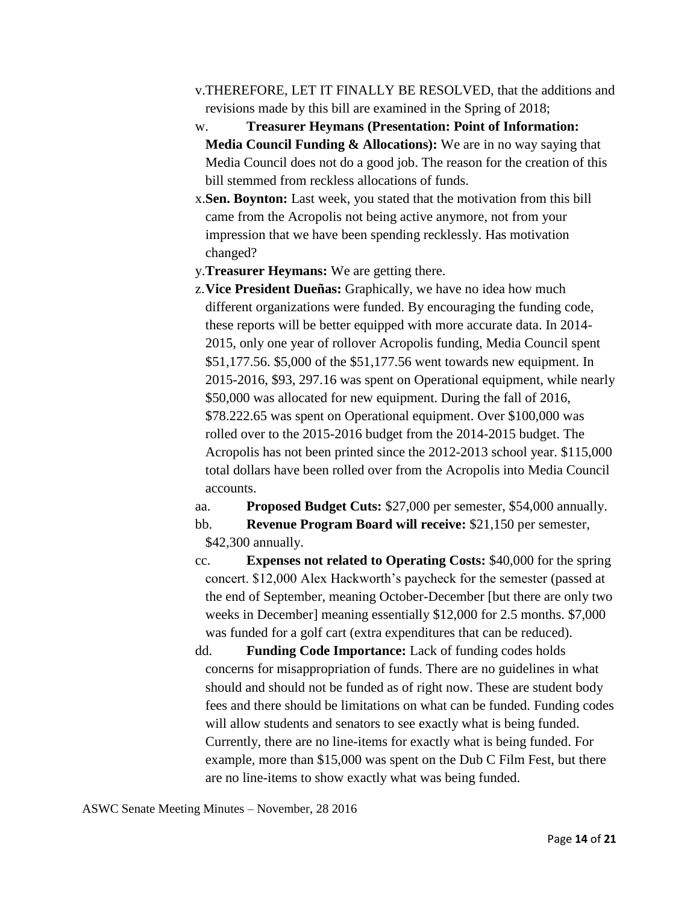v. THEREFORE, LET IT FINALLY BE RESOLVED, that the additions and revisions made by this bill are examined in the Spring of 2018;

w. **Treasurer Heymans (Presentation: Point of Information: Media Council Funding & Allocations):** We are in no way saying that Media Council does not do a good job. The reason for the creation of this bill stemmed from reckless allocations of funds.

x. **Sen. Boynton:** Last week, you stated that the motivation from this bill came from the Acropolis not being active anymore, not from your impression that we have been spending recklessly. Has motivation changed?

y. **Treasurer Heymans:** We are getting there.

z. **Vice President Dueñas:** Graphically, we have no idea how much different organizations were funded. By encouraging the funding code, these reports will be better equipped with more accurate data. In 2014-2015, only one year of rollover Acropolis funding, Media Council spent $51,177.56. $5,000 of the $51,177.56 went towards new equipment. In 2015-2016, $93, 297.16 was spent on Operational equipment, while nearly $50,000 was allocated for new equipment. During the fall of 2016, $78.222.65 was spent on Operational equipment. Over $100,000 was rolled over to the 2015-2016 budget from the 2014-2015 budget. The Acropolis has not been printed since the 2012-2013 school year. $115,000 total dollars have been rolled over from the Acropolis into Media Council accounts.

aa. **Proposed Budget Cuts:** $27,000 per semester, $54,000 annually.

bb. **Revenue Program Board will receive:** $21,150 per semester, $42,300 annually.

cc. **Expenses not related to Operating Costs:** $40,000 for the spring concert. $12,000 Alex Hackworth's paycheck for the semester (passed at the end of September, meaning October-December [but there are only two weeks in December] meaning essentially $12,000 for 2.5 months. $7,000 was funded for a golf cart (extra expenditures that can be reduced).

dd. **Funding Code Importance:** Lack of funding codes holds concerns for misappropriation of funds. There are no guidelines in what should and should not be funded as of right now. These are student body fees and there should be limitations on what can be funded. Funding codes will allow students and senators to see exactly what is being funded. Currently, there are no line-items for exactly what is being funded. For example, more than $15,000 was spent on the Dub C Film Fest, but there are no line-items to show exactly what was being funded.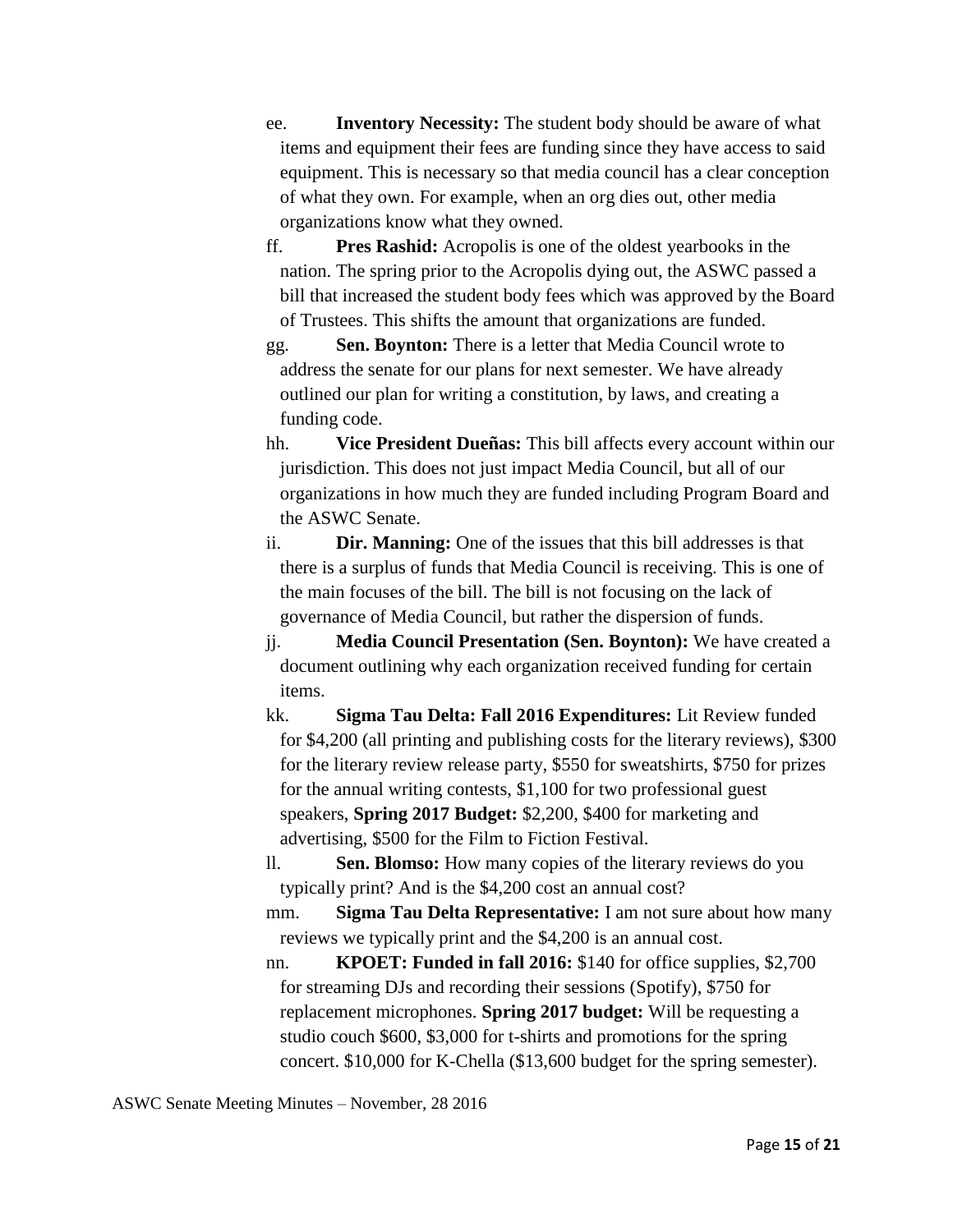ee. **Inventory Necessity:** The student body should be aware of what items and equipment their fees are funding since they have access to said equipment. This is necessary so that media council has a clear conception of what they own. For example, when an org dies out, other media organizations know what they owned.

ff. **Pres Rashid:** Acropolis is one of the oldest yearbooks in the nation. The spring prior to the Acropolis dying out, the ASWC passed a bill that increased the student body fees which was approved by the Board of Trustees. This shifts the amount that organizations are funded.

gg. **Sen. Boynton:** There is a letter that Media Council wrote to address the senate for our plans for next semester. We have already outlined our plan for writing a constitution, by laws, and creating a funding code.

hh. **Vice President Dueñas:** This bill affects every account within our jurisdiction. This does not just impact Media Council, but all of our organizations in how much they are funded including Program Board and the ASWC Senate.

ii. **Dir. Manning:** One of the issues that this bill addresses is that there is a surplus of funds that Media Council is receiving. This is one of the main focuses of the bill. The bill is not focusing on the lack of governance of Media Council, but rather the dispersion of funds.

jj. **Media Council Presentation (Sen. Boynton):** We have created a document outlining why each organization received funding for certain items.

kk. **Sigma Tau Delta: Fall 2016 Expenditures:** Lit Review funded for $4,200 (all printing and publishing costs for the literary reviews), $300 for the literary review release party, $550 for sweatshirts, $750 for prizes for the annual writing contests, $1,100 for two professional guest speakers, **Spring 2017 Budget:** $2,200, $400 for marketing and advertising, $500 for the Film to Fiction Festival.

ll. **Sen. Blomso:** How many copies of the literary reviews do you typically print? And is the $4,200 cost an annual cost?

mm. **Sigma Tau Delta Representative:** I am not sure about how many reviews we typically print and the $4,200 is an annual cost.

nn. **KPOET: Funded in fall 2016:** $140 for office supplies, $2,700 for streaming DJs and recording their sessions (Spotify), $750 for replacement microphones. **Spring 2017 budget:** Will be requesting a studio couch $600, $3,000 for t-shirts and promotions for the spring concert. $10,000 for K-Chella ($13,600 budget for the spring semester).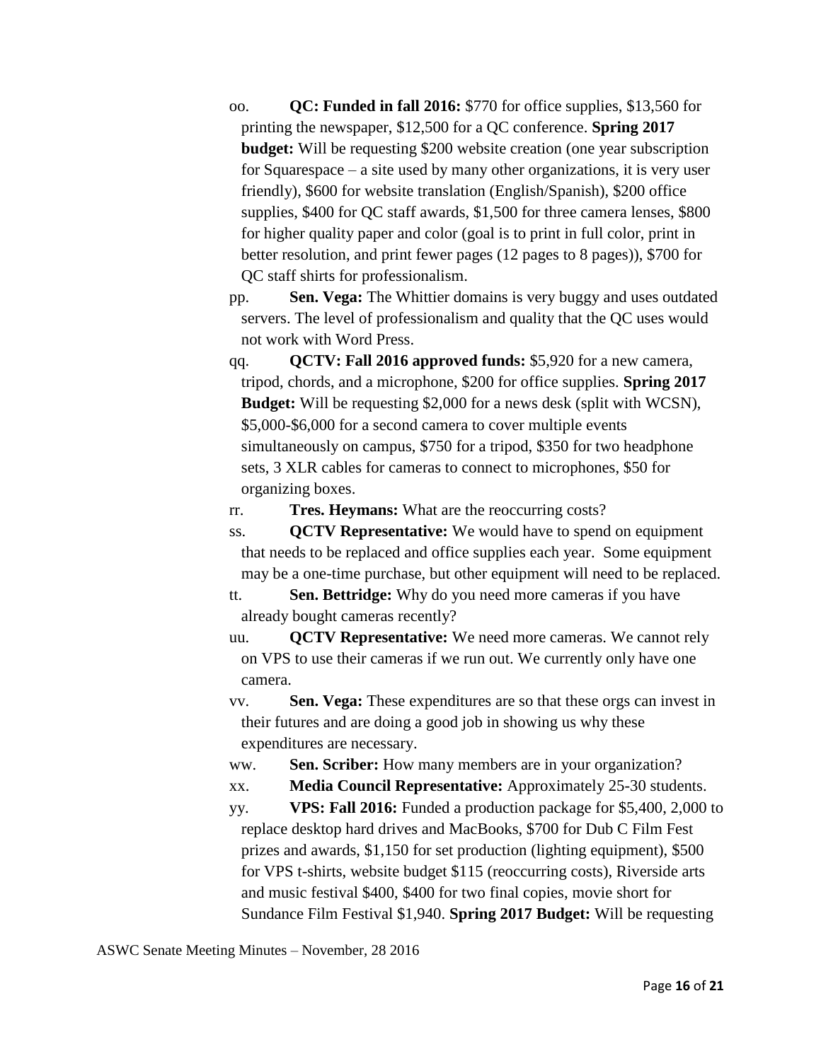oo. **QC: Funded in fall 2016:** $770 for office supplies, $13,560 for printing the newspaper, $12,500 for a QC conference. **Spring 2017 budget:** Will be requesting $200 website creation (one year subscription for Squarespace – a site used by many other organizations, it is very user friendly), $600 for website translation (English/Spanish), $200 office supplies, $400 for QC staff awards, $1,500 for three camera lenses, $800 for higher quality paper and color (goal is to print in full color, print in better resolution, and print fewer pages (12 pages to 8 pages)), $700 for QC staff shirts for professionalism.

pp. **Sen. Vega:** The Whittier domains is very buggy and uses outdated servers. The level of professionalism and quality that the QC uses would not work with Word Press.

qq. **QCTV: Fall 2016 approved funds:** $5,920 for a new camera, tripod, chords, and a microphone, $200 for office supplies. **Spring 2017 Budget:** Will be requesting $2,000 for a news desk (split with WCSN), $5,000-$6,000 for a second camera to cover multiple events simultaneously on campus, $750 for a tripod, $350 for two headphone sets, 3 XLR cables for cameras to connect to microphones, $50 for organizing boxes.

rr. **Tres. Heymans:** What are the reoccurring costs?

ss. **QCTV Representative:** We would have to spend on equipment that needs to be replaced and office supplies each year. Some equipment may be a one-time purchase, but other equipment will need to be replaced.

tt. **Sen. Bettridge:** Why do you need more cameras if you have already bought cameras recently?

uu. **QCTV Representative:** We need more cameras. We cannot rely on VPS to use their cameras if we run out. We currently only have one camera.

vv. **Sen. Vega:** These expenditures are so that these orgs can invest in their futures and are doing a good job in showing us why these expenditures are necessary.

ww. **Sen. Scriber:** How many members are in your organization?

xx. **Media Council Representative:** Approximately 25-30 students.

yy. **VPS: Fall 2016:** Funded a production package for $5,400, 2,000 to replace desktop hard drives and MacBooks, $700 for Dub C Film Fest prizes and awards, $1,150 for set production (lighting equipment), $500 for VPS t-shirts, website budget $115 (reoccurring costs), Riverside arts and music festival $400, $400 for two final copies, movie short for Sundance Film Festival $1,940. **Spring 2017 Budget:** Will be requesting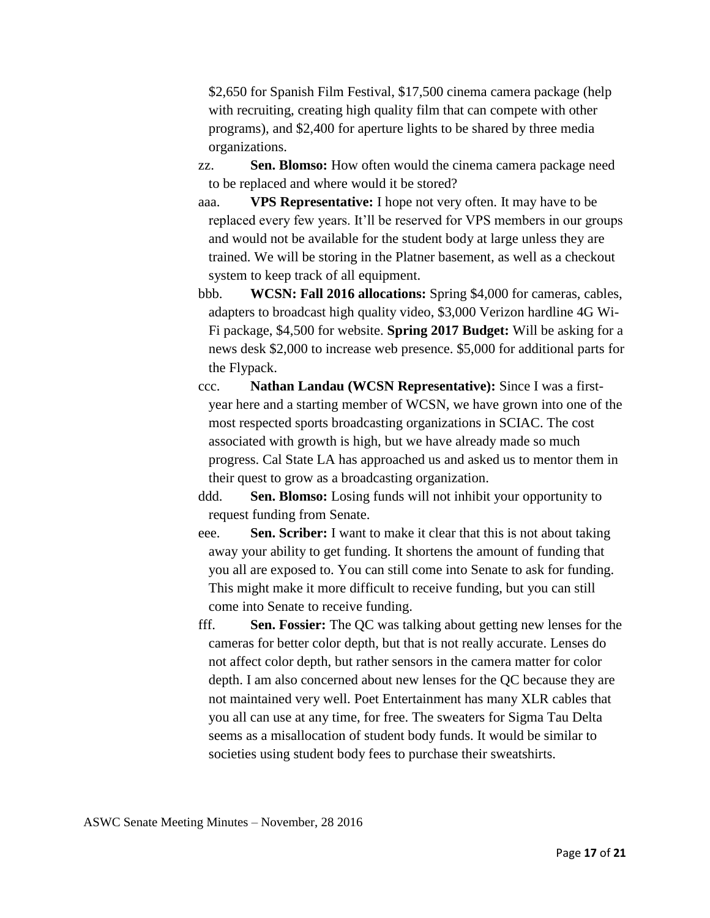$2,650 for Spanish Film Festival, $17,500 cinema camera package (help with recruiting, creating high quality film that can compete with other programs), and $2,400 for aperture lights to be shared by three media organizations.

zz. **Sen. Blomso:** How often would the cinema camera package need to be replaced and where would it be stored?

aaa. **VPS Representative:** I hope not very often. It may have to be replaced every few years. It'll be reserved for VPS members in our groups and would not be available for the student body at large unless they are trained. We will be storing in the Platner basement, as well as a checkout system to keep track of all equipment.

bbb. **WCSN: Fall 2016 allocations:** Spring $4,000 for cameras, cables, adapters to broadcast high quality video, $3,000 Verizon hardline 4G Wi-Fi package, $4,500 for website. **Spring 2017 Budget:** Will be asking for a news desk $2,000 to increase web presence. $5,000 for additional parts for the Flypack.

ccc. **Nathan Landau (WCSN Representative):** Since I was a first-year here and a starting member of WCSN, we have grown into one of the most respected sports broadcasting organizations in SCIAC. The cost associated with growth is high, but we have already made so much progress. Cal State LA has approached us and asked us to mentor them in their quest to grow as a broadcasting organization.

ddd. **Sen. Blomso:** Losing funds will not inhibit your opportunity to request funding from Senate.

eee. **Sen. Scriber:** I want to make it clear that this is not about taking away your ability to get funding. It shortens the amount of funding that you all are exposed to. You can still come into Senate to ask for funding. This might make it more difficult to receive funding, but you can still come into Senate to receive funding.

fff. **Sen. Fossier:** The QC was talking about getting new lenses for the cameras for better color depth, but that is not really accurate. Lenses do not affect color depth, but rather sensors in the camera matter for color depth. I am also concerned about new lenses for the QC because they are not maintained very well. Poet Entertainment has many XLR cables that you all can use at any time, for free. The sweaters for Sigma Tau Delta seems as a misallocation of student body funds. It would be similar to societies using student body fees to purchase their sweatshirts.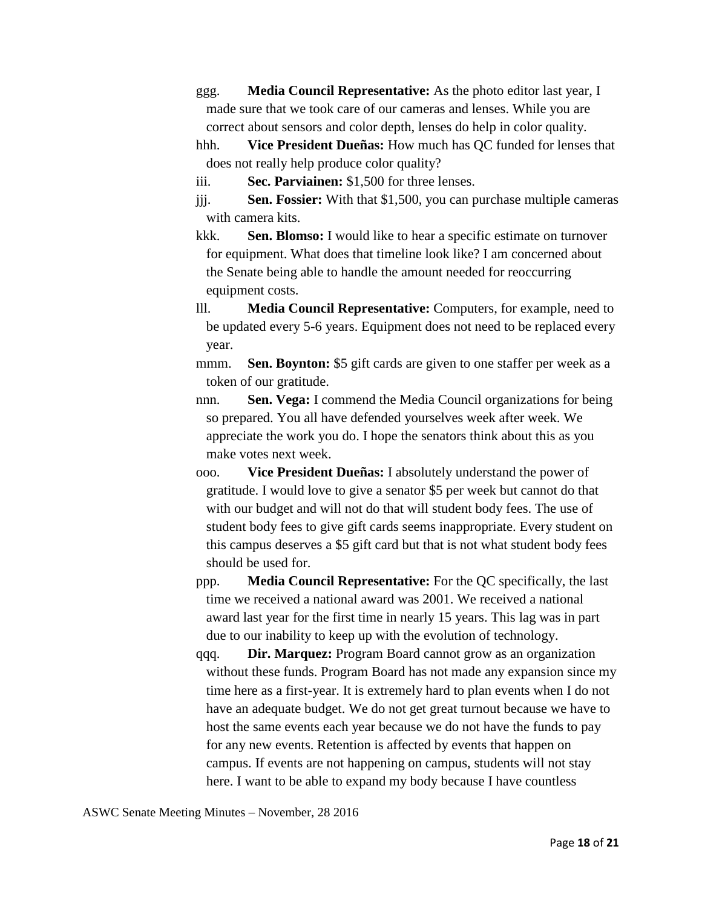ggg. **Media Council Representative:** As the photo editor last year, I made sure that we took care of our cameras and lenses. While you are correct about sensors and color depth, lenses do help in color quality.

hhh. **Vice President Dueñas:** How much has QC funded for lenses that does not really help produce color quality?

iii. **Sec. Parviainen:** $1,500 for three lenses.

jjj. **Sen. Fossier:** With that $1,500, you can purchase multiple cameras with camera kits.

kkk. **Sen. Blomso:** I would like to hear a specific estimate on turnover for equipment. What does that timeline look like? I am concerned about the Senate being able to handle the amount needed for reoccurring equipment costs.

lll. **Media Council Representative:** Computers, for example, need to be updated every 5-6 years. Equipment does not need to be replaced every year.

mmm. **Sen. Boynton:** $5 gift cards are given to one staffer per week as a token of our gratitude.

nnn. **Sen. Vega:** I commend the Media Council organizations for being so prepared. You all have defended yourselves week after week. We appreciate the work you do. I hope the senators think about this as you make votes next week.

ooo. **Vice President Dueñas:** I absolutely understand the power of gratitude. I would love to give a senator $5 per week but cannot do that with our budget and will not do that will student body fees. The use of student body fees to give gift cards seems inappropriate. Every student on this campus deserves a $5 gift card but that is not what student body fees should be used for.

ppp. **Media Council Representative:** For the QC specifically, the last time we received a national award was 2001. We received a national award last year for the first time in nearly 15 years. This lag was in part due to our inability to keep up with the evolution of technology.

qqq. **Dir. Marquez:** Program Board cannot grow as an organization without these funds. Program Board has not made any expansion since my time here as a first-year. It is extremely hard to plan events when I do not have an adequate budget. We do not get great turnout because we have to host the same events each year because we do not have the funds to pay for any new events. Retention is affected by events that happen on campus. If events are not happening on campus, students will not stay here. I want to be able to expand my body because I have countless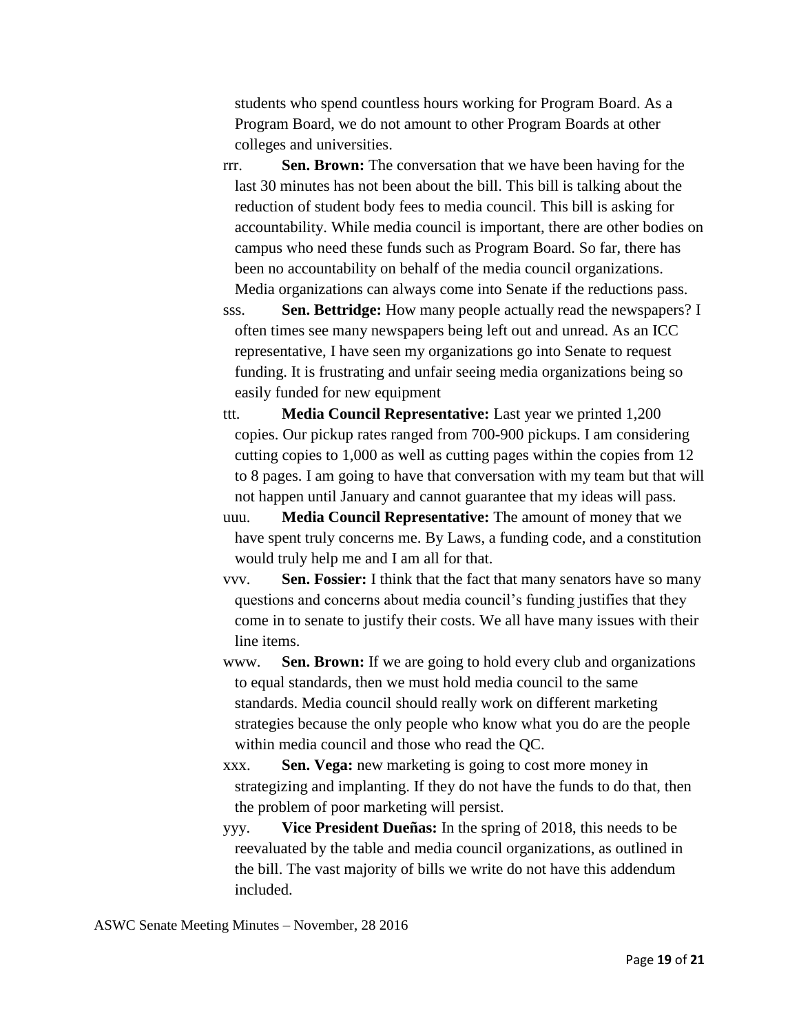students who spend countless hours working for Program Board. As a Program Board, we do not amount to other Program Boards at other colleges and universities.

rrr. **Sen. Brown:** The conversation that we have been having for the last 30 minutes has not been about the bill. This bill is talking about the reduction of student body fees to media council. This bill is asking for accountability. While media council is important, there are other bodies on campus who need these funds such as Program Board. So far, there has been no accountability on behalf of the media council organizations. Media organizations can always come into Senate if the reductions pass.

sss. **Sen. Bettridge:** How many people actually read the newspapers? I often times see many newspapers being left out and unread. As an ICC representative, I have seen my organizations go into Senate to request funding. It is frustrating and unfair seeing media organizations being so easily funded for new equipment

ttt. **Media Council Representative:** Last year we printed 1,200 copies. Our pickup rates ranged from 700-900 pickups. I am considering cutting copies to 1,000 as well as cutting pages within the copies from 12 to 8 pages. I am going to have that conversation with my team but that will not happen until January and cannot guarantee that my ideas will pass.

uuu. **Media Council Representative:** The amount of money that we have spent truly concerns me. By Laws, a funding code, and a constitution would truly help me and I am all for that.

vvv. **Sen. Fossier:** I think that the fact that many senators have so many questions and concerns about media council's funding justifies that they come in to senate to justify their costs. We all have many issues with their line items.

www. **Sen. Brown:** If we are going to hold every club and organizations to equal standards, then we must hold media council to the same standards. Media council should really work on different marketing strategies because the only people who know what you do are the people within media council and those who read the QC.

xxx. **Sen. Vega:** new marketing is going to cost more money in strategizing and implanting. If they do not have the funds to do that, then the problem of poor marketing will persist.

yyy. **Vice President Dueñas:** In the spring of 2018, this needs to be reevaluated by the table and media council organizations, as outlined in the bill. The vast majority of bills we write do not have this addendum included.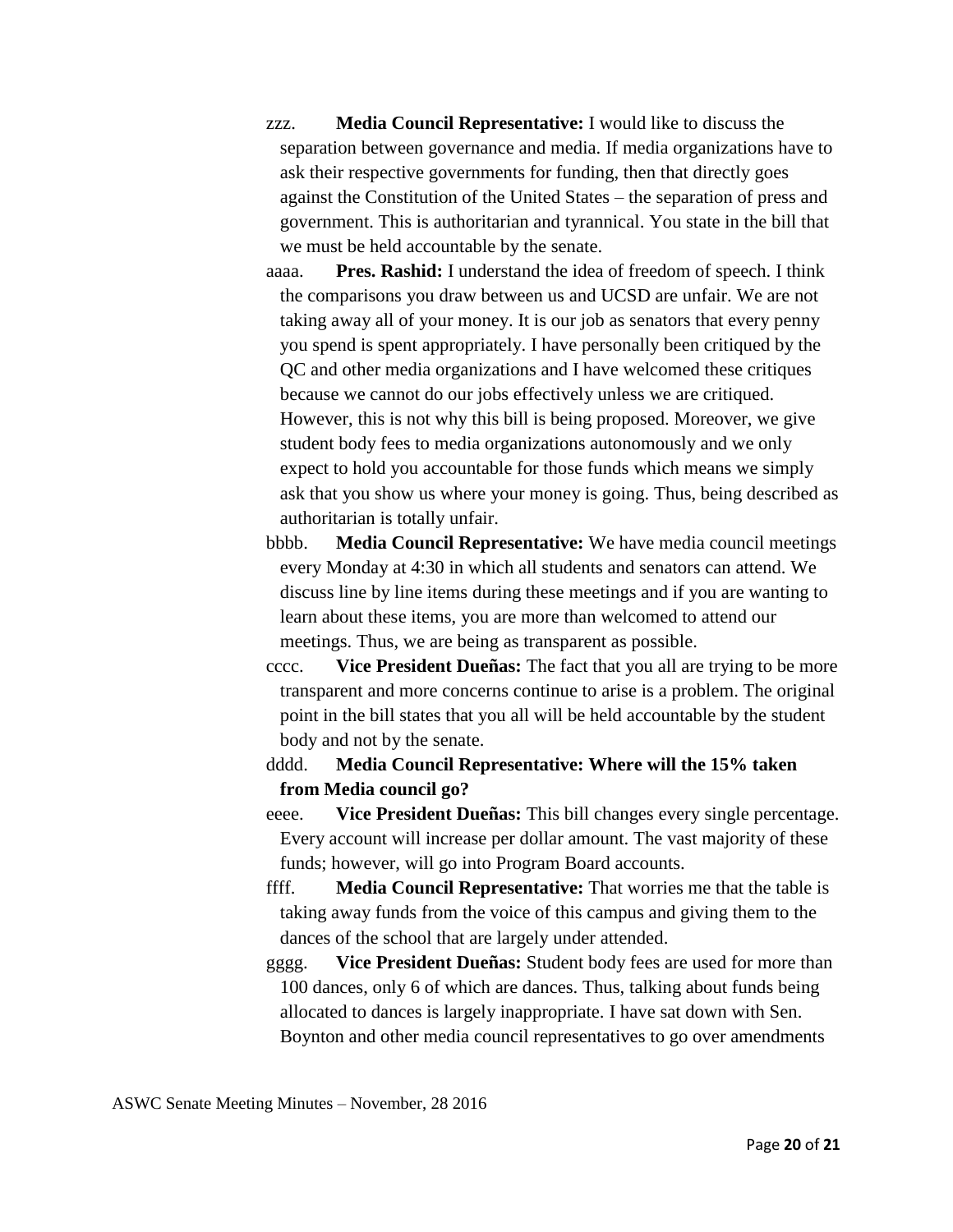zzz. **Media Council Representative:** I would like to discuss the separation between governance and media. If media organizations have to ask their respective governments for funding, then that directly goes against the Constitution of the United States – the separation of press and government. This is authoritarian and tyrannical. You state in the bill that we must be held accountable by the senate.

aaaa. **Pres. Rashid:** I understand the idea of freedom of speech. I think the comparisons you draw between us and UCSD are unfair. We are not taking away all of your money. It is our job as senators that every penny you spend is spent appropriately. I have personally been critiqued by the QC and other media organizations and I have welcomed these critiques because we cannot do our jobs effectively unless we are critiqued. However, this is not why this bill is being proposed. Moreover, we give student body fees to media organizations autonomously and we only expect to hold you accountable for those funds which means we simply ask that you show us where your money is going. Thus, being described as authoritarian is totally unfair.

bbbb. **Media Council Representative:** We have media council meetings every Monday at 4:30 in which all students and senators can attend. We discuss line by line items during these meetings and if you are wanting to learn about these items, you are more than welcomed to attend our meetings. Thus, we are being as transparent as possible.

cccc. **Vice President Dueñas:** The fact that you all are trying to be more transparent and more concerns continue to arise is a problem. The original point in the bill states that you all will be held accountable by the student body and not by the senate.

dddd. **Media Council Representative: Where will the 15% taken from Media council go?**

eeee. **Vice President Dueñas:** This bill changes every single percentage. Every account will increase per dollar amount. The vast majority of these funds; however, will go into Program Board accounts.

ffff. **Media Council Representative:** That worries me that the table is taking away funds from the voice of this campus and giving them to the dances of the school that are largely under attended.

gggg. **Vice President Dueñas:** Student body fees are used for more than 100 dances, only 6 of which are dances. Thus, talking about funds being allocated to dances is largely inappropriate. I have sat down with Sen. Boynton and other media council representatives to go over amendments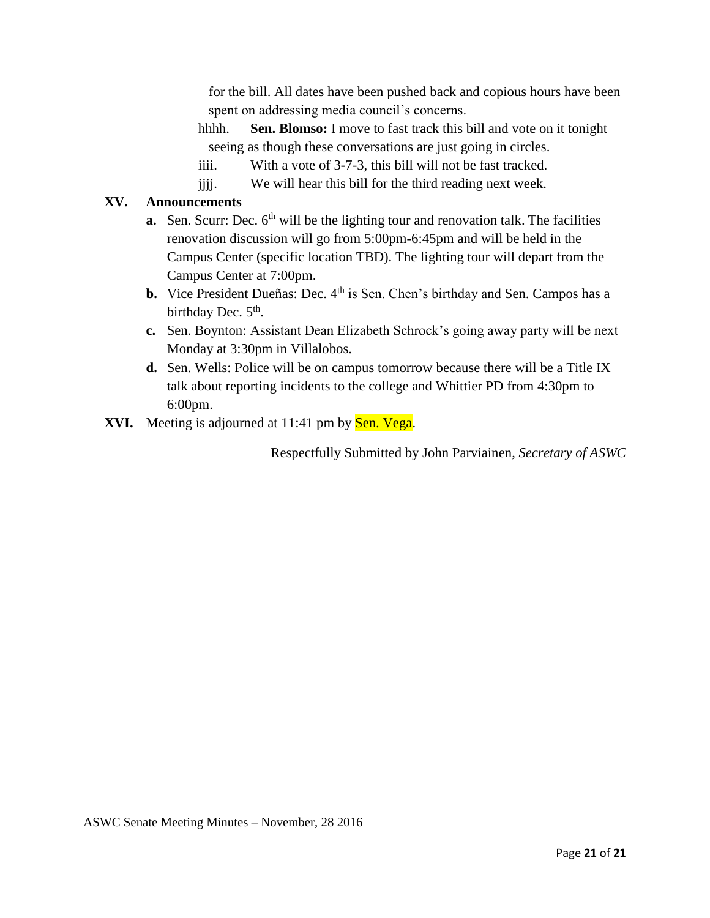for the bill. All dates have been pushed back and copious hours have been spent on addressing media council's concerns.

hhhh. **Sen. Blomso:** I move to fast track this bill and vote on it tonight seeing as though these conversations are just going in circles.

iiii. With a vote of 3-7-3, this bill will not be fast tracked.

jjjj. We will hear this bill for the third reading next week.

## XV. Announcements

**a.** Sen. Scurr: Dec. 6th will be the lighting tour and renovation talk. The facilities renovation discussion will go from 5:00pm-6:45pm and will be held in the Campus Center (specific location TBD). The lighting tour will depart from the Campus Center at 7:00pm.

**b.** Vice President Dueñas: Dec. 4th is Sen. Chen's birthday and Sen. Campos has a birthday Dec. 5th.

**c.** Sen. Boynton: Assistant Dean Elizabeth Schrock's going away party will be next Monday at 3:30pm in Villalobos.

**d.** Sen. Wells: Police will be on campus tomorrow because there will be a Title IX talk about reporting incidents to the college and Whittier PD from 4:30pm to 6:00pm.

**XVI.** Meeting is adjourned at 11:41 pm by Sen. Vega.

Respectfully Submitted by John Parviainen, *Secretary of ASWC*